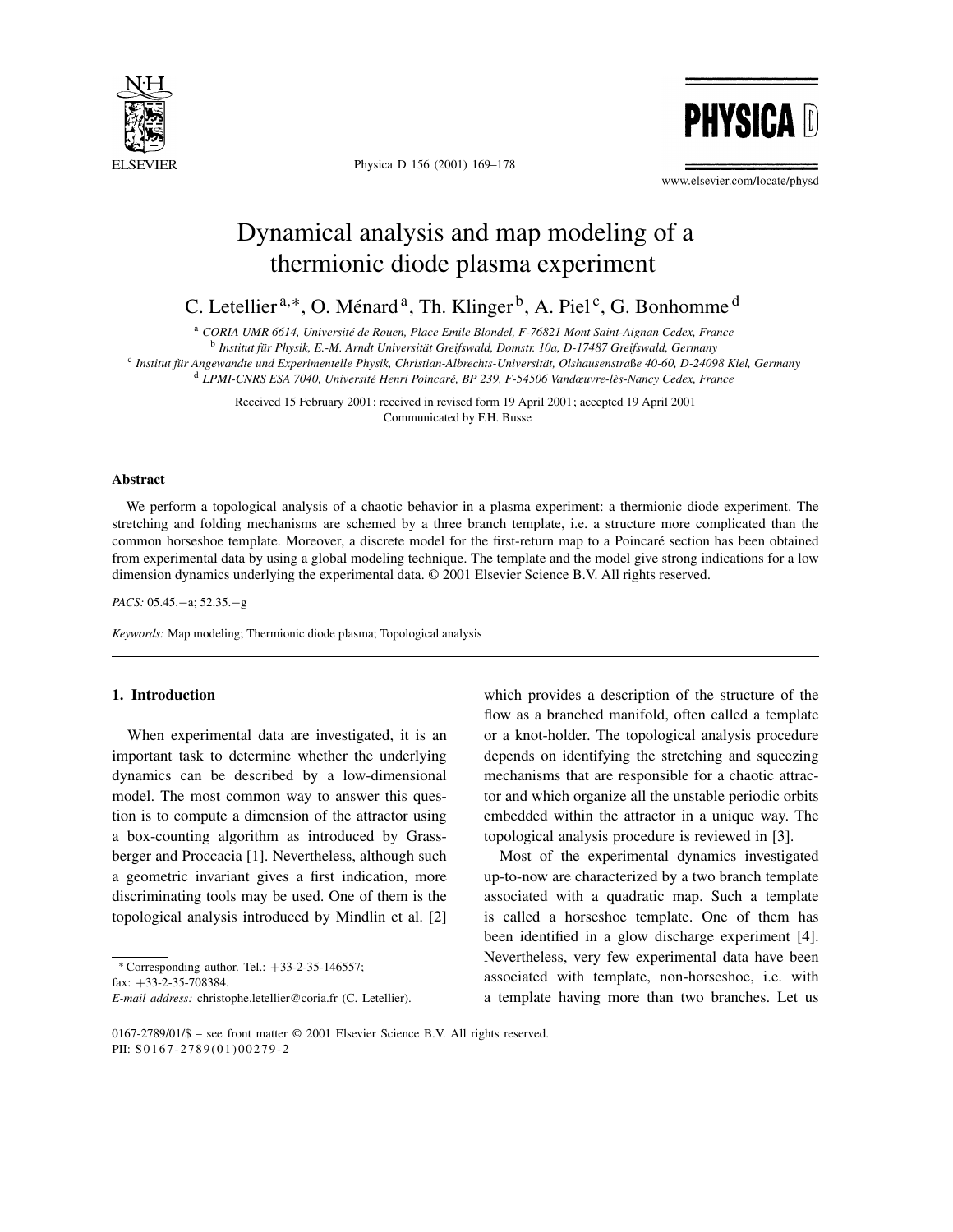# Dynamical analysis and map modeling of a thermionic diode plasma experiment

C. Letellier [a,*], O. Ménard [a], Th. Klinger [b], A. Piel [c], G. Bonhomme [d]

[a] CORIA UMR 6614, Université de Rouen, Place Emile Blondel, F-76821 Mont Saint-Aignan Cedex, France
[b] Institut für Physik, E.-M. Arndt Universität Greifswald, Domstr. 10a, D-17487 Greifswald, Germany
[c] Institut für Angewandte und Experimentelle Physik, Christian-Albrechts-Universität, Olshausenstraße 40-60, D-24098 Kiel, Germany
[d] LPMI-CNRS ESA 7040, Université Henri Poincaré, BP 239, F-54506 Vandœuvre-lès-Nancy Cedex, France

Received 15 February 2001; received in revised form 19 April 2001; accepted 19 April 2001
Communicated by F.H. Busse

## Abstract

We perform a topological analysis of a chaotic behavior in a plasma experiment: a thermionic diode experiment. The stretching and folding mechanisms are schemed by a three branch template, i.e. a structure more complicated than the common horseshoe template. Moreover, a discrete model for the first-return map to a Poincaré section has been obtained from experimental data by using a global modeling technique. The template and the model give strong indications for a low dimension dynamics underlying the experimental data. © 2001 Elsevier Science B.V. All rights reserved.

*PACS:* 05.45.−a; 52.35.−g

*Keywords:* Map modeling; Thermionic diode plasma; Topological analysis

## 1. Introduction

When experimental data are investigated, it is an important task to determine whether the underlying dynamics can be described by a low-dimensional model. The most common way to answer this question is to compute a dimension of the attractor using a box-counting algorithm as introduced by Grassberger and Proccacia [1]. Nevertheless, although such a geometric invariant gives a first indication, more discriminating tools may be used. One of them is the topological analysis introduced by Mindlin et al. [2] which provides a description of the structure of the flow as a branched manifold, often called a template or a knot-holder. The topological analysis procedure depends on identifying the stretching and squeezing mechanisms that are responsible for a chaotic attractor and which organize all the unstable periodic orbits embedded within the attractor in a unique way. The topological analysis procedure is reviewed in [3].

Most of the experimental dynamics investigated up-to-now are characterized by a two branch template associated with a quadratic map. Such a template is called a horseshoe template. One of them has been identified in a glow discharge experiment [4]. Nevertheless, very few experimental data have been associated with template, non-horseshoe, i.e. with a template having more than two branches. Let us

* Corresponding author. Tel.: +33-2-35-146557; fax: +33-2-35-708384.
*E-mail address:* christophe.letellier@coria.fr (C. Letellier).

0167-2789/01/$ – see front matter © 2001 Elsevier Science B.V. All rights reserved.
PII: S0167-2789(01)00279-2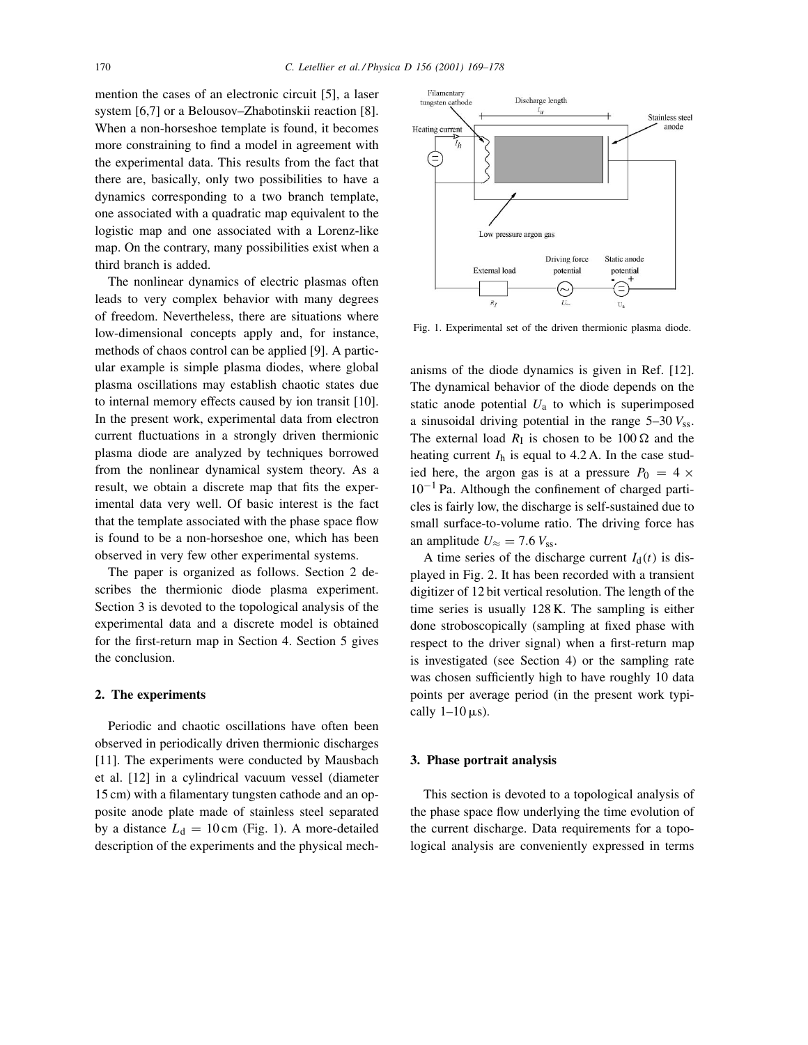mention the cases of an electronic circuit [5], a laser system [6,7] or a Belousov–Zhabotinskii reaction [8]. When a non-horseshoe template is found, it becomes more constraining to find a model in agreement with the experimental data. This results from the fact that there are, basically, only two possibilities to have a dynamics corresponding to a two branch template, one associated with a quadratic map equivalent to the logistic map and one associated with a Lorenz-like map. On the contrary, many possibilities exist when a third branch is added.

The nonlinear dynamics of electric plasmas often leads to very complex behavior with many degrees of freedom. Nevertheless, there are situations where low-dimensional concepts apply and, for instance, methods of chaos control can be applied [9]. A particular example is simple plasma diodes, where global plasma oscillations may establish chaotic states due to internal memory effects caused by ion transit [10]. In the present work, experimental data from electron current fluctuations in a strongly driven thermionic plasma diode are analyzed by techniques borrowed from the nonlinear dynamical system theory. As a result, we obtain a discrete map that fits the experimental data very well. Of basic interest is the fact that the template associated with the phase space flow is found to be a non-horseshoe one, which has been observed in very few other experimental systems.

The paper is organized as follows. Section 2 describes the thermionic diode plasma experiment. Section 3 is devoted to the topological analysis of the experimental data and a discrete model is obtained for the first-return map in Section 4. Section 5 gives the conclusion.

## 2. The experiments

Periodic and chaotic oscillations have often been observed in periodically driven thermionic discharges [11]. The experiments were conducted by Mausbach et al. [12] in a cylindrical vacuum vessel (diameter 15 cm) with a filamentary tungsten cathode and an opposite anode plate made of stainless steel separated by a distance $L_{\mathrm{d}} = 10\,\mathrm{cm}$ (Fig. 1). A more-detailed description of the experiments and the physical mechanisms of the diode dynamics is given in Ref. [12]. The dynamical behavior of the diode depends on the static anode potential $U_{\mathrm{a}}$ to which is superimposed a sinusoidal driving potential in the range 5–30 $V_{\mathrm{ss}}$. The external load $R_{\mathrm{I}}$ is chosen to be $100\,\Omega$ and the heating current $I_{\mathrm{h}}$ is equal to 4.2 A. In the case studied here, the argon gas is at a pressure $P_0 = 4 \times 10^{-1}$ Pa. Although the confinement of charged particles is fairly low, the discharge is self-sustained due to small surface-to-volume ratio. The driving force has an amplitude $U_{\approx} = 7.6\,V_{\mathrm{ss}}$.

Fig. 1. Experimental set of the driven thermionic plasma diode.

A time series of the discharge current $I_{\mathrm{d}}(t)$ is displayed in Fig. 2. It has been recorded with a transient digitizer of 12 bit vertical resolution. The length of the time series is usually 128 K. The sampling is either done stroboscopically (sampling at fixed phase with respect to the driver signal) when a first-return map is investigated (see Section 4) or the sampling rate was chosen sufficiently high to have roughly 10 data points per average period (in the present work typically 1–10 μs).

## 3. Phase portrait analysis

This section is devoted to a topological analysis of the phase space flow underlying the time evolution of the current discharge. Data requirements for a topological analysis are conveniently expressed in terms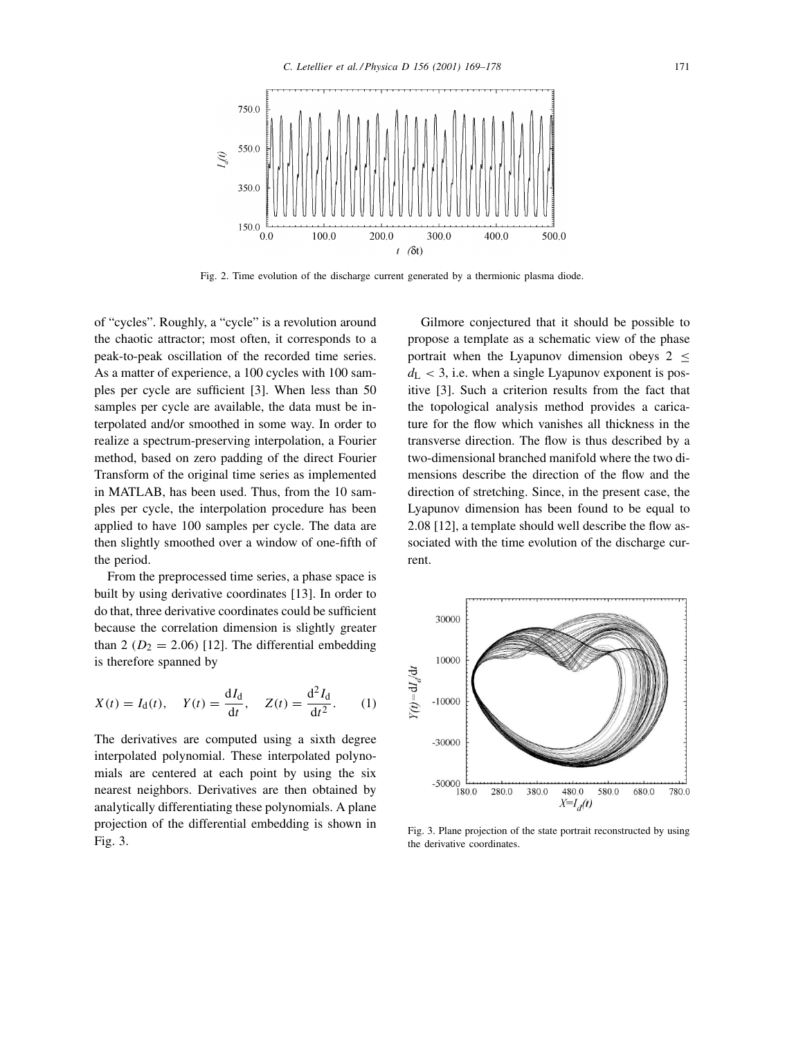Fig. 2. Time evolution of the discharge current generated by a thermionic plasma diode.

of "cycles". Roughly, a "cycle" is a revolution around the chaotic attractor; most often, it corresponds to a peak-to-peak oscillation of the recorded time series. As a matter of experience, a 100 cycles with 100 samples per cycle are sufficient [3]. When less than 50 samples per cycle are available, the data must be interpolated and/or smoothed in some way. In order to realize a spectrum-preserving interpolation, a Fourier method, based on zero padding of the direct Fourier Transform of the original time series as implemented in MATLAB, has been used. Thus, from the 10 samples per cycle, the interpolation procedure has been applied to have 100 samples per cycle. The data are then slightly smoothed over a window of one-fifth of the period.

From the preprocessed time series, a phase space is built by using derivative coordinates [13]. In order to do that, three derivative coordinates could be sufficient because the correlation dimension is slightly greater than 2 ($D_2 = 2.06$) [12]. The differential embedding is therefore spanned by

$$X(t) = I_\mathrm{d}(t), \quad Y(t) = \frac{\mathrm{d}I_\mathrm{d}}{\mathrm{d}t}, \quad Z(t) = \frac{\mathrm{d}^2 I_\mathrm{d}}{\mathrm{d}t^2}. \qquad (1)$$

The derivatives are computed using a sixth degree interpolated polynomial. These interpolated polynomials are centered at each point by using the six nearest neighbors. Derivatives are then obtained by analytically differentiating these polynomials. A plane projection of the differential embedding is shown in Fig. 3.

Gilmore conjectured that it should be possible to propose a template as a schematic view of the phase portrait when the Lyapunov dimension obeys $2 \leq d_\mathrm{L} < 3$, i.e. when a single Lyapunov exponent is positive [3]. Such a criterion results from the fact that the topological analysis method provides a caricature for the flow which vanishes all thickness in the transverse direction. The flow is thus described by a two-dimensional branched manifold where the two dimensions describe the direction of the flow and the direction of stretching. Since, in the present case, the Lyapunov dimension has been found to be equal to 2.08 [12], a template should well describe the flow associated with the time evolution of the discharge current.

Fig. 3. Plane projection of the state portrait reconstructed by using the derivative coordinates.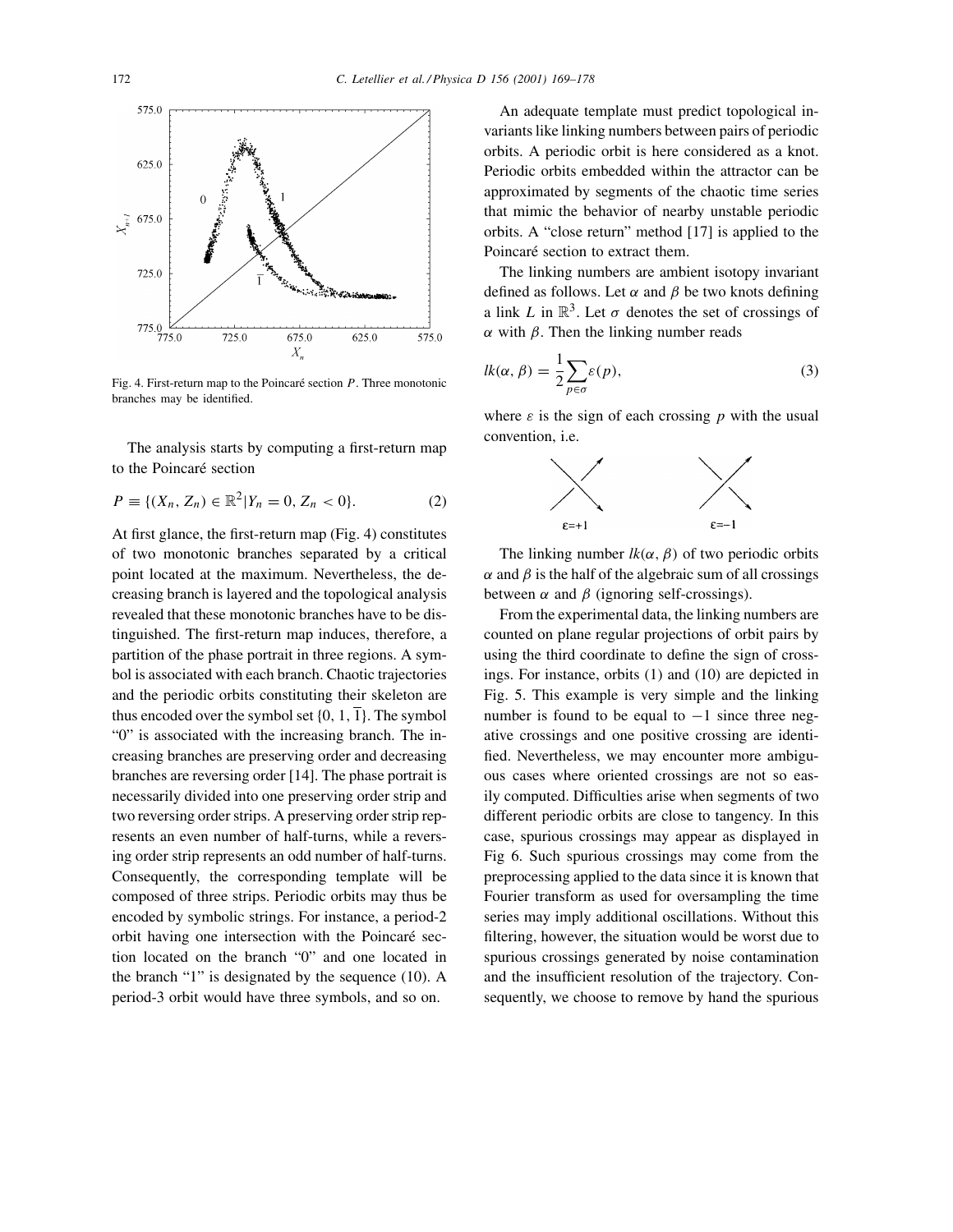Fig. 4. First-return map to the Poincaré section $P$. Three monotonic branches may be identified.

The analysis starts by computing a first-return map to the Poincaré section

$$P \equiv \{(X_n, Z_n) \in \mathbb{R}^2 | Y_n = 0, Z_n < 0\}. \tag{2}$$

At first glance, the first-return map (Fig. 4) constitutes of two monotonic branches separated by a critical point located at the maximum. Nevertheless, the decreasing branch is layered and the topological analysis revealed that these monotonic branches have to be distinguished. The first-return map induces, therefore, a partition of the phase portrait in three regions. A symbol is associated with each branch. Chaotic trajectories and the periodic orbits constituting their skeleton are thus encoded over the symbol set $\{0, 1, \overline{1}\}$. The symbol "0" is associated with the increasing branch. The increasing branches are preserving order and decreasing branches are reversing order [14]. The phase portrait is necessarily divided into one preserving order strip and two reversing order strips. A preserving order strip represents an even number of half-turns, while a reversing order strip represents an odd number of half-turns. Consequently, the corresponding template will be composed of three strips. Periodic orbits may thus be encoded by symbolic strings. For instance, a period-2 orbit having one intersection with the Poincaré section located on the branch "0" and one located in the branch "1" is designated by the sequence (10). A period-3 orbit would have three symbols, and so on.

An adequate template must predict topological invariants like linking numbers between pairs of periodic orbits. A periodic orbit is here considered as a knot. Periodic orbits embedded within the attractor can be approximated by segments of the chaotic time series that mimic the behavior of nearby unstable periodic orbits. A "close return" method [17] is applied to the Poincaré section to extract them.

The linking numbers are ambient isotopy invariant defined as follows. Let $\alpha$ and $\beta$ be two knots defining a link $L$ in $\mathbb{R}^3$. Let $\sigma$ denotes the set of crossings of $\alpha$ with $\beta$. Then the linking number reads

$$lk(\alpha, \beta) = \frac{1}{2}\sum_{p \in \sigma} \varepsilon(p), \tag{3}$$

where $\varepsilon$ is the sign of each crossing $p$ with the usual convention, i.e.

$\varepsilon=+1$ $\quad$ $\varepsilon=-1$

The linking number $lk(\alpha, \beta)$ of two periodic orbits $\alpha$ and $\beta$ is the half of the algebraic sum of all crossings between $\alpha$ and $\beta$ (ignoring self-crossings).

From the experimental data, the linking numbers are counted on plane regular projections of orbit pairs by using the third coordinate to define the sign of crossings. For instance, orbits (1) and (10) are depicted in Fig. 5. This example is very simple and the linking number is found to be equal to $-1$ since three negative crossings and one positive crossing are identified. Nevertheless, we may encounter more ambiguous cases where oriented crossings are not so easily computed. Difficulties arise when segments of two different periodic orbits are close to tangency. In this case, spurious crossings may appear as displayed in Fig 6. Such spurious crossings may come from the preprocessing applied to the data since it is known that Fourier transform as used for oversampling the time series may imply additional oscillations. Without this filtering, however, the situation would be worst due to spurious crossings generated by noise contamination and the insufficient resolution of the trajectory. Consequently, we choose to remove by hand the spurious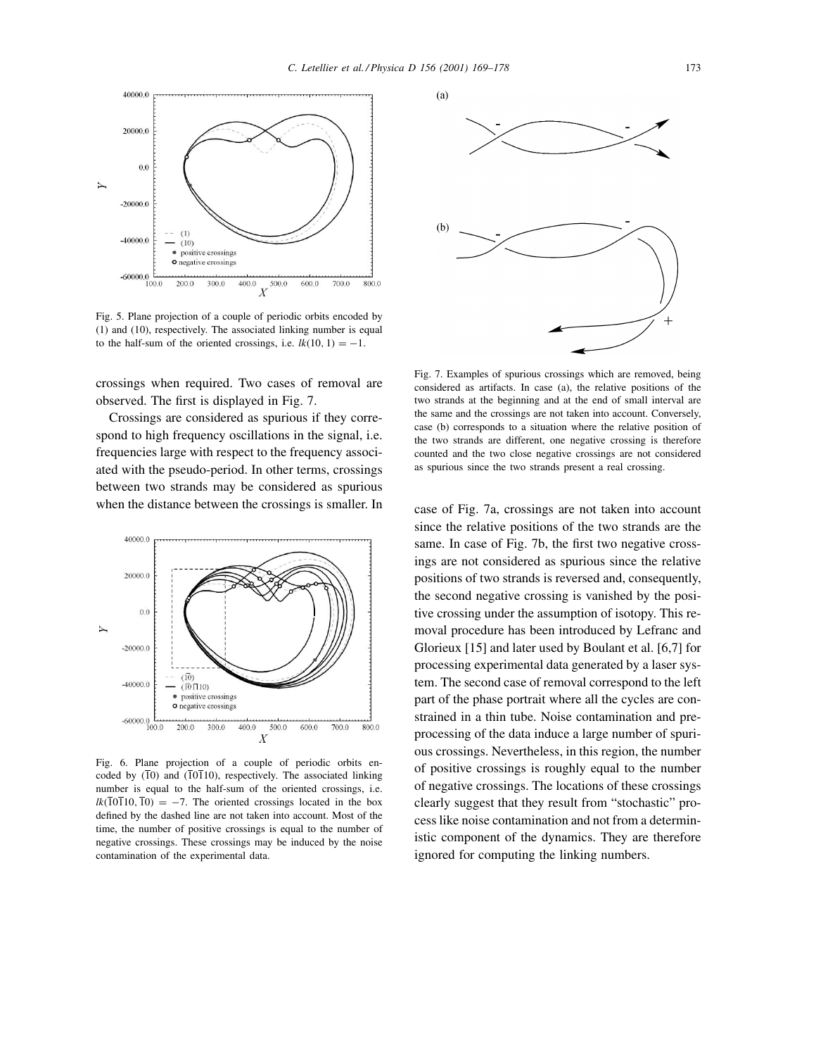Fig. 5. Plane projection of a couple of periodic orbits encoded by (1) and (10), respectively. The associated linking number is equal to the half-sum of the oriented crossings, i.e. $lk(10, 1) = -1$.

crossings when required. Two cases of removal are observed. The first is displayed in Fig. 7.

Crossings are considered as spurious if they correspond to high frequency oscillations in the signal, i.e. frequencies large with respect to the frequency associated with the pseudo-period. In other terms, crossings between two strands may be considered as spurious when the distance between the crossings is smaller. In case of Fig. 7a, crossings are not taken into account since the relative positions of the two strands are the same. In case of Fig. 7b, the first two negative crossings are not considered as spurious since the relative positions of two strands is reversed and, consequently, the second negative crossing is vanished by the positive crossing under the assumption of isotopy. This removal procedure has been introduced by Lefranc and Glorieux [15] and later used by Boulant et al. [6,7] for processing experimental data generated by a laser system. The second case of removal correspond to the left part of the phase portrait where all the cycles are constrained in a thin tube. Noise contamination and preprocessing of the data induce a large number of spurious crossings. Nevertheless, in this region, the number of positive crossings is roughly equal to the number of negative crossings. The locations of these crossings clearly suggest that they result from "stochastic" process like noise contamination and not from a deterministic component of the dynamics. They are therefore ignored for computing the linking numbers.

Fig. 6. Plane projection of a couple of periodic orbits encoded by ($\bar{1}0$) and ($\bar{1}0\bar{1}10$), respectively. The associated linking number is equal to the half-sum of the oriented crossings, i.e. $lk(\bar{1}0\bar{1}10, \bar{1}0) = -7$. The oriented crossings located in the box defined by the dashed line are not taken into account. Most of the time, the number of positive crossings is equal to the number of negative crossings. These crossings may be induced by the noise contamination of the experimental data.

Fig. 7. Examples of spurious crossings which are removed, being considered as artifacts. In case (a), the relative positions of the two strands at the beginning and at the end of small interval are the same and the crossings are not taken into account. Conversely, case (b) corresponds to a situation where the relative position of the two strands are different, one negative crossing is therefore counted and the two close negative crossings are not considered as spurious since the two strands present a real crossing.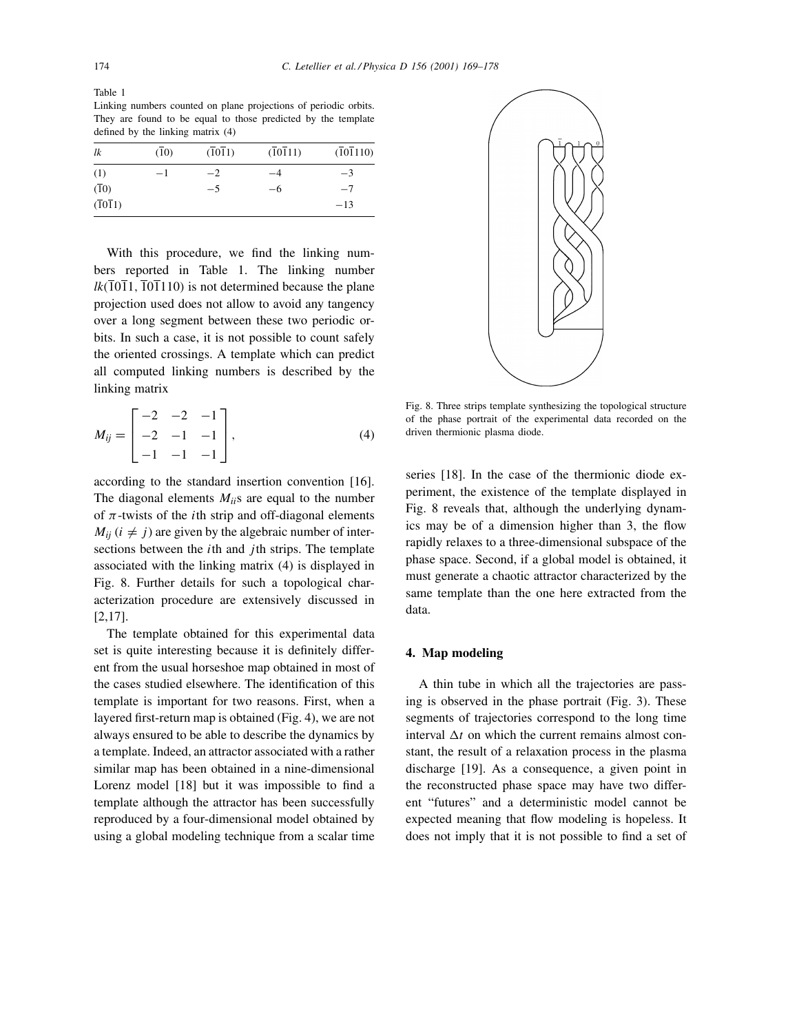Table 1
Linking numbers counted on plane projections of periodic orbits. They are found to be equal to those predicted by the template defined by the linking matrix (4)

| $lk$ | $(\bar{1}0)$ | $(\bar{1}0\bar{1}1)$ | $(\bar{1}0\bar{1}11)$ | $(\bar{1}0\bar{1}110)$ |
|---|---|---|---|---|
| (1) | −1 | −2 | −4 | −3 |
| $(\bar{1}0)$ | | −5 | −6 | −7 |
| $(\bar{1}0\bar{1}1)$ | | | | −13 |

With this procedure, we find the linking numbers reported in Table 1. The linking number $lk(\bar{1}0\bar{1}1, \bar{1}0\bar{1}110)$ is not determined because the plane projection used does not allow to avoid any tangency over a long segment between these two periodic orbits. In such a case, it is not possible to count safely the oriented crossings. A template which can predict all computed linking numbers is described by the linking matrix

$$M_{ij} = \begin{bmatrix} -2 & -2 & -1 \\ -2 & -1 & -1 \\ -1 & -1 & -1 \end{bmatrix}, \tag{4}$$

according to the standard insertion convention [16]. The diagonal elements $M_{ii}$s are equal to the number of $\pi$-twists of the $i$th strip and off-diagonal elements $M_{ij}$ ($i \neq j$) are given by the algebraic number of intersections between the $i$th and $j$th strips. The template associated with the linking matrix (4) is displayed in Fig. 8. Further details for such a topological characterization procedure are extensively discussed in [2,17].

The template obtained for this experimental data set is quite interesting because it is definitely different from the usual horseshoe map obtained in most of the cases studied elsewhere. The identification of this template is important for two reasons. First, when a layered first-return map is obtained (Fig. 4), we are not always ensured to be able to describe the dynamics by a template. Indeed, an attractor associated with a rather similar map has been obtained in a nine-dimensional Lorenz model [18] but it was impossible to find a template although the attractor has been successfully reproduced by a four-dimensional model obtained by using a global modeling technique from a scalar time series [18]. In the case of the thermionic diode experiment, the existence of the template displayed in Fig. 8 reveals that, although the underlying dynamics may be of a dimension higher than 3, the flow rapidly relaxes to a three-dimensional subspace of the phase space. Second, if a global model is obtained, it must generate a chaotic attractor characterized by the same template than the one here extracted from the data.

Fig. 8. Three strips template synthesizing the topological structure of the phase portrait of the experimental data recorded on the driven thermionic plasma diode.

## 4. Map modeling

A thin tube in which all the trajectories are passing is observed in the phase portrait (Fig. 3). These segments of trajectories correspond to the long time interval $\Delta t$ on which the current remains almost constant, the result of a relaxation process in the plasma discharge [19]. As a consequence, a given point in the reconstructed phase space may have two different "futures" and a deterministic model cannot be expected meaning that flow modeling is hopeless. It does not imply that it is not possible to find a set of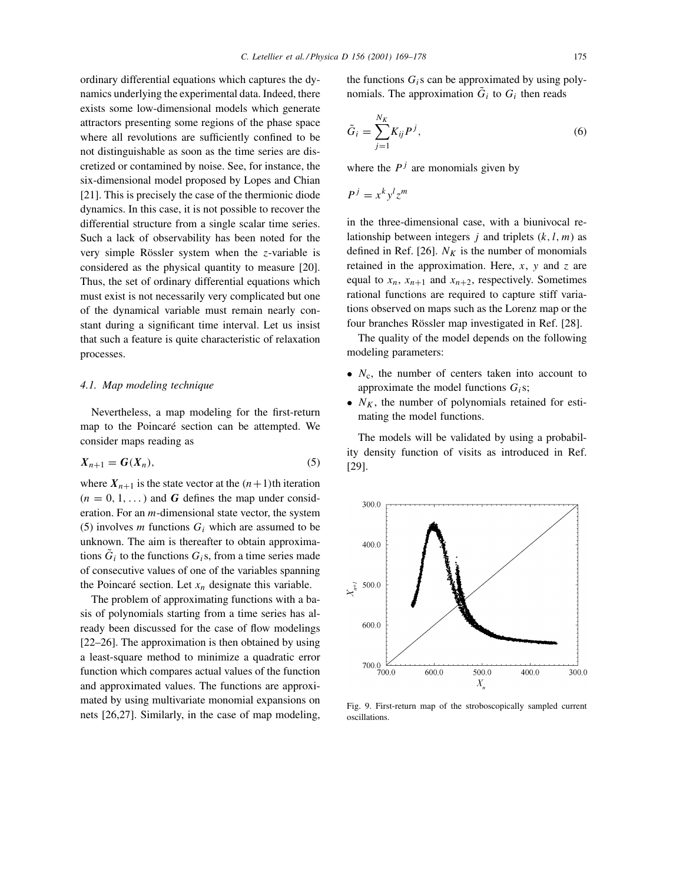ordinary differential equations which captures the dynamics underlying the experimental data. Indeed, there exists some low-dimensional models which generate attractors presenting some regions of the phase space where all revolutions are sufficiently confined to be not distinguishable as soon as the time series are discretized or contaminated by noise. See, for instance, the six-dimensional model proposed by Lopes and Chian [21]. This is precisely the case of the thermionic diode dynamics. In this case, it is not possible to recover the differential structure from a single scalar time series. Such a lack of observability has been noted for the very simple Rössler system when the $z$-variable is considered as the physical quantity to measure [20]. Thus, the set of ordinary differential equations which must exist is not necessarily very complicated but one of the dynamical variable must remain nearly constant during a significant time interval. Let us insist that such a feature is quite characteristic of relaxation processes.

### 4.1. Map modeling technique

Nevertheless, a map modeling for the first-return map to the Poincaré section can be attempted. We consider maps reading as

$$\boldsymbol{X}_{n+1} = \boldsymbol{G}(\boldsymbol{X}_n), \tag{5}$$

where $\boldsymbol{X}_{n+1}$ is the state vector at the $(n+1)$th iteration $(n = 0, 1, \dots)$ and $\boldsymbol{G}$ defines the map under consideration. For an $m$-dimensional state vector, the system (5) involves $m$ functions $G_i$ which are assumed to be unknown. The aim is thereafter to obtain approximations $\tilde{G}_i$ to the functions $G_i$s, from a time series made of consecutive values of one of the variables spanning the Poincaré section. Let $x_n$ designate this variable.

The problem of approximating functions with a basis of polynomials starting from a time series has already been discussed for the case of flow modelings [22–26]. The approximation is then obtained by using a least-square method to minimize a quadratic error function which compares actual values of the function and approximated values. The functions are approximated by using multivariate monomial expansions on nets [26,27]. Similarly, in the case of map modeling, the functions $G_i$s can be approximated by using polynomials. The approximation $\tilde{G}_i$ to $G_i$ then reads

$$\tilde{G}_i = \sum_{j=1}^{N_K} K_{ij} P^j, \tag{6}$$

where the $P^j$ are monomials given by

$$P^j = x^k y^l z^m$$

in the three-dimensional case, with a biunivocal relationship between integers $j$ and triplets $(k, l, m)$ as defined in Ref. [26]. $N_K$ is the number of monomials retained in the approximation. Here, $x$, $y$ and $z$ are equal to $x_n$, $x_{n+1}$ and $x_{n+2}$, respectively. Sometimes rational functions are required to capture stiff variations observed on maps such as the Lorenz map or the four branches Rössler map investigated in Ref. [28].

The quality of the model depends on the following modeling parameters:

- $N_c$, the number of centers taken into account to approximate the model functions $G_i$s;
- $N_K$, the number of polynomials retained for estimating the model functions.

The models will be validated by using a probability density function of visits as introduced in Ref. [29].

Fig. 9. First-return map of the stroboscopically sampled current oscillations.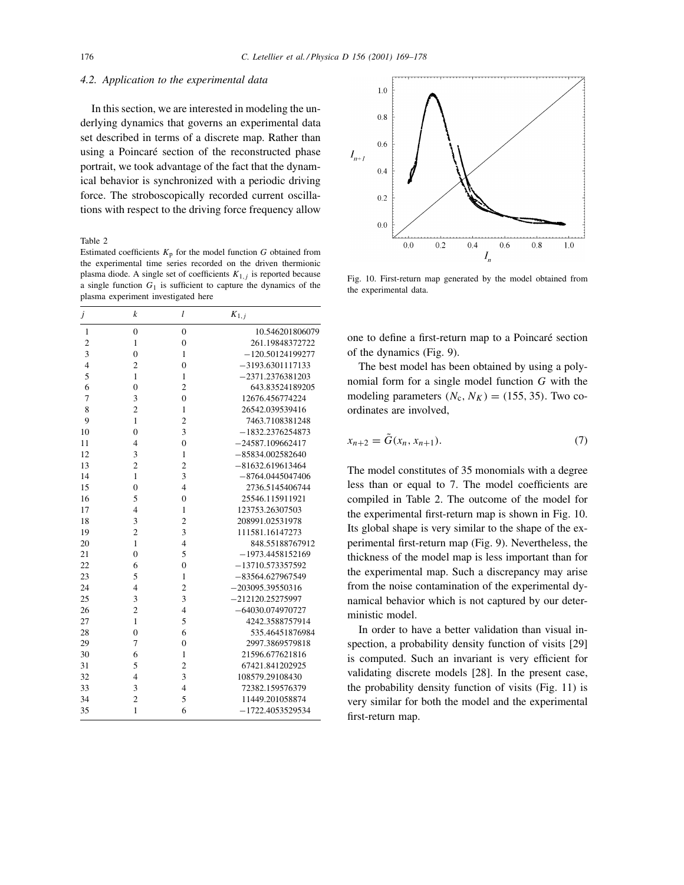### 4.2. Application to the experimental data

In this section, we are interested in modeling the underlying dynamics that governs an experimental data set described in terms of a discrete map. Rather than using a Poincaré section of the reconstructed phase portrait, we took advantage of the fact that the dynamical behavior is synchronized with a periodic driving force. The stroboscopically recorded current oscillations with respect to the driving force frequency allow one to define a first-return map to a Poincaré section of the dynamics (Fig. 9).

Table 2
Estimated coefficients $K_p$ for the model function $G$ obtained from the experimental time series recorded on the driven thermionic plasma diode. A single set of coefficients $K_{1,j}$ is reported because a single function $G_1$ is sufficient to capture the dynamics of the plasma experiment investigated here

| $j$ | $k$ | $l$ | $K_{1,j}$ |
|---|---|---|---|
| 1 | 0 | 0 | 10.546201806079 |
| 2 | 1 | 0 | 261.19848372722 |
| 3 | 0 | 1 | −120.50124199277 |
| 4 | 2 | 0 | −3193.6301117133 |
| 5 | 1 | 1 | −2371.2376381203 |
| 6 | 0 | 2 | 643.83524189205 |
| 7 | 3 | 0 | 12676.456774224 |
| 8 | 2 | 1 | 26542.039539416 |
| 9 | 1 | 2 | 7463.7108381248 |
| 10 | 0 | 3 | −1832.2376254873 |
| 11 | 4 | 0 | −24587.109662417 |
| 12 | 3 | 1 | −85834.002582640 |
| 13 | 2 | 2 | −81632.619613464 |
| 14 | 1 | 3 | −8764.0445047406 |
| 15 | 0 | 4 | 2736.5145406744 |
| 16 | 5 | 0 | 25546.115911921 |
| 17 | 4 | 1 | 123753.26307503 |
| 18 | 3 | 2 | 208991.02531978 |
| 19 | 2 | 3 | 111581.16147273 |
| 20 | 1 | 4 | 848.55188767912 |
| 21 | 0 | 5 | −1973.4458152169 |
| 22 | 6 | 0 | −13710.573357592 |
| 23 | 5 | 1 | −83564.627967549 |
| 24 | 4 | 2 | −203095.39550316 |
| 25 | 3 | 3 | −212120.25275997 |
| 26 | 2 | 4 | −64030.074970727 |
| 27 | 1 | 5 | 4242.3588757914 |
| 28 | 0 | 6 | 535.46451876984 |
| 29 | 7 | 0 | 2997.3869579818 |
| 30 | 6 | 1 | 21596.677621816 |
| 31 | 5 | 2 | 67421.841202925 |
| 32 | 4 | 3 | 108579.29108430 |
| 33 | 3 | 4 | 72382.159576379 |
| 34 | 2 | 5 | 11449.201058874 |
| 35 | 1 | 6 | −1722.4053529534 |

Fig. 10. First-return map generated by the model obtained from the experimental data.

The best model has been obtained by using a polynomial form for a single model function $G$ with the modeling parameters $(N_c, N_K) = (155, 35)$. Two coordinates are involved,

$$x_{n+2} = \tilde{G}(x_n, x_{n+1}). \tag{7}$$

The model constitutes of 35 monomials with a degree less than or equal to 7. The model coefficients are compiled in Table 2. The outcome of the model for the experimental first-return map is shown in Fig. 10. Its global shape is very similar to the shape of the experimental first-return map (Fig. 9). Nevertheless, the thickness of the model map is less important than for the experimental map. Such a discrepancy may arise from the noise contamination of the experimental dynamical behavior which is not captured by our deterministic model.

In order to have a better validation than visual inspection, a probability density function of visits [29] is computed. Such an invariant is very efficient for validating discrete models [28]. In the present case, the probability density function of visits (Fig. 11) is very similar for both the model and the experimental first-return map.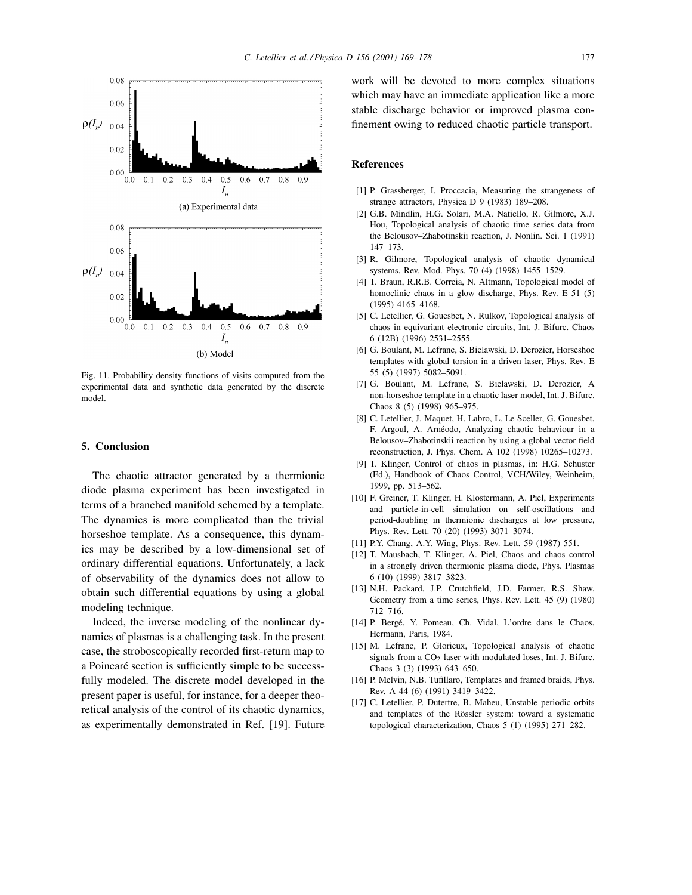(a) Experimental data

(b) Model

Fig. 11. Probability density functions of visits computed from the experimental data and synthetic data generated by the discrete model.

## 5. Conclusion

The chaotic attractor generated by a thermionic diode plasma experiment has been investigated in terms of a branched manifold schemed by a template. The dynamics is more complicated than the trivial horseshoe template. As a consequence, this dynamics may be described by a low-dimensional set of ordinary differential equations. Unfortunately, a lack of observability of the dynamics does not allow to obtain such differential equations by using a global modeling technique.

Indeed, the inverse modeling of the nonlinear dynamics of plasmas is a challenging task. In the present case, the stroboscopically recorded first-return map to a Poincaré section is sufficiently simple to be successfully modeled. The discrete model developed in the present paper is useful, for instance, for a deeper theoretical analysis of the control of its chaotic dynamics, as experimentally demonstrated in Ref. [19]. Future work will be devoted to more complex situations which may have an immediate application like a more stable discharge behavior or improved plasma confinement owing to reduced chaotic particle transport.

## References

[1] P. Grassberger, I. Proccacia, Measuring the strangeness of strange attractors, Physica D 9 (1983) 189–208.

[2] G.B. Mindlin, H.G. Solari, M.A. Natiello, R. Gilmore, X.J. Hou, Topological analysis of chaotic time series data from the Belousov–Zhabotinskii reaction, J. Nonlin. Sci. 1 (1991) 147–173.

[3] R. Gilmore, Topological analysis of chaotic dynamical systems, Rev. Mod. Phys. 70 (4) (1998) 1455–1529.

[4] T. Braun, R.R.B. Correia, N. Altmann, Topological model of homoclinic chaos in a glow discharge, Phys. Rev. E 51 (5) (1995) 4165–4168.

[5] C. Letellier, G. Gouesbet, N. Rulkov, Topological analysis of chaos in equivariant electronic circuits, Int. J. Bifurc. Chaos 6 (12B) (1996) 2531–2555.

[6] G. Boulant, M. Lefranc, S. Bielawski, D. Derozier, Horseshoe templates with global torsion in a driven laser, Phys. Rev. E 55 (5) (1997) 5082–5091.

[7] G. Boulant, M. Lefranc, S. Bielawski, D. Derozier, A non-horseshoe template in a chaotic laser model, Int. J. Bifurc. Chaos 8 (5) (1998) 965–975.

[8] C. Letellier, J. Maquet, H. Labro, L. Le Sceller, G. Gouesbet, F. Argoul, A. Arnéodo, Analyzing chaotic behaviour in a Belousov–Zhabotinskii reaction by using a global vector field reconstruction, J. Phys. Chem. A 102 (1998) 10265–10273.

[9] T. Klinger, Control of chaos in plasmas, in: H.G. Schuster (Ed.), Handbook of Chaos Control, VCH/Wiley, Weinheim, 1999, pp. 513–562.

[10] F. Greiner, T. Klinger, H. Klostermann, A. Piel, Experiments and particle-in-cell simulation on self-oscillations and period-doubling in thermionic discharges at low pressure, Phys. Rev. Lett. 70 (20) (1993) 3071–3074.

[11] P.Y. Chang, A.Y. Wing, Phys. Rev. Lett. 59 (1987) 551.

[12] T. Mausbach, T. Klinger, A. Piel, Chaos and chaos control in a strongly driven thermionic plasma diode, Phys. Plasmas 6 (10) (1999) 3817–3823.

[13] N.H. Packard, J.P. Crutchfield, J.D. Farmer, R.S. Shaw, Geometry from a time series, Phys. Rev. Lett. 45 (9) (1980) 712–716.

[14] P. Bergé, Y. Pomeau, Ch. Vidal, L'ordre dans le Chaos, Hermann, Paris, 1984.

[15] M. Lefranc, P. Glorieux, Topological analysis of chaotic signals from a $CO_2$ laser with modulated loses, Int. J. Bifurc. Chaos 3 (3) (1993) 643–650.

[16] P. Melvin, N.B. Tufillaro, Templates and framed braids, Phys. Rev. A 44 (6) (1991) 3419–3422.

[17] C. Letellier, P. Dutertre, B. Maheu, Unstable periodic orbits and templates of the Rössler system: toward a systematic topological characterization, Chaos 5 (1) (1995) 271–282.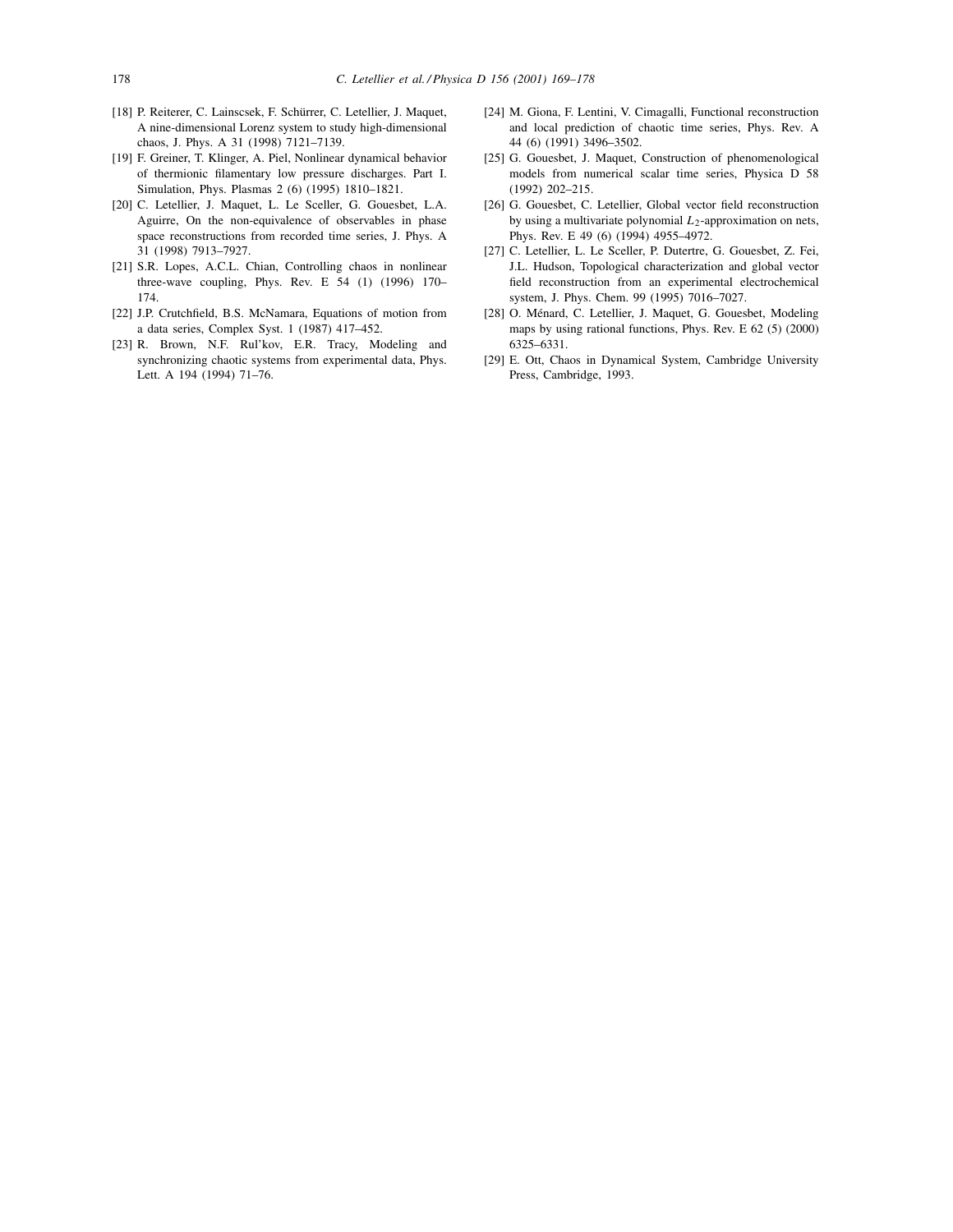[18] P. Reiterer, C. Lainscsek, F. Schürrer, C. Letellier, J. Maquet, A nine-dimensional Lorenz system to study high-dimensional chaos, J. Phys. A 31 (1998) 7121–7139.

[19] F. Greiner, T. Klinger, A. Piel, Nonlinear dynamical behavior of thermionic filamentary low pressure discharges. Part I. Simulation, Phys. Plasmas 2 (6) (1995) 1810–1821.

[20] C. Letellier, J. Maquet, L. Le Sceller, G. Gouesbet, L.A. Aguirre, On the non-equivalence of observables in phase space reconstructions from recorded time series, J. Phys. A 31 (1998) 7913–7927.

[21] S.R. Lopes, A.C.L. Chian, Controlling chaos in nonlinear three-wave coupling, Phys. Rev. E 54 (1) (1996) 170–174.

[22] J.P. Crutchfield, B.S. McNamara, Equations of motion from a data series, Complex Syst. 1 (1987) 417–452.

[23] R. Brown, N.F. Rul'kov, E.R. Tracy, Modeling and synchronizing chaotic systems from experimental data, Phys. Lett. A 194 (1994) 71–76.

[24] M. Giona, F. Lentini, V. Cimagalli, Functional reconstruction and local prediction of chaotic time series, Phys. Rev. A 44 (6) (1991) 3496–3502.

[25] G. Gouesbet, J. Maquet, Construction of phenomenological models from numerical scalar time series, Physica D 58 (1992) 202–215.

[26] G. Gouesbet, C. Letellier, Global vector field reconstruction by using a multivariate polynomial $L_2$-approximation on nets, Phys. Rev. E 49 (6) (1994) 4955–4972.

[27] C. Letellier, L. Le Sceller, P. Dutertre, G. Gouesbet, Z. Fei, J.L. Hudson, Topological characterization and global vector field reconstruction from an experimental electrochemical system, J. Phys. Chem. 99 (1995) 7016–7027.

[28] O. Ménard, C. Letellier, J. Maquet, G. Gouesbet, Modeling maps by using rational functions, Phys. Rev. E 62 (5) (2000) 6325–6331.

[29] E. Ott, Chaos in Dynamical System, Cambridge University Press, Cambridge, 1993.